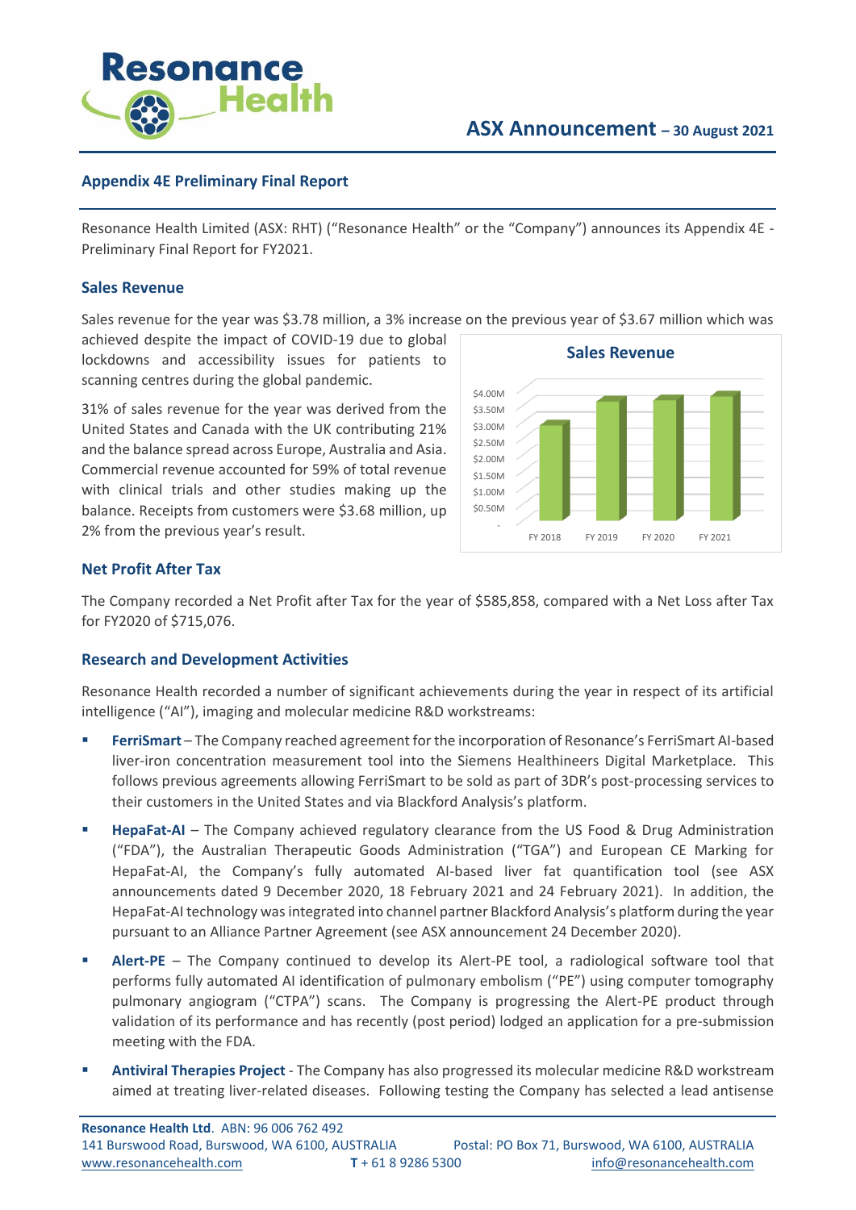# ASX Announcement – 30 August 2021

## Appendix 4E Preliminary Final Report

Resonance Health Limited (ASX: RHT) ("Resonance Health" or the "Company") announces its Appendix 4E - Preliminary Final Report for FY2021.

### Sales Revenue

Sales revenue for the year was $3.78 million, a 3% increase on the previous year of $3.67 million which was achieved despite the impact of COVID-19 due to global lockdowns and accessibility issues for patients to scanning centres during the global pandemic.

31% of sales revenue for the year was derived from the United States and Canada with the UK contributing 21% and the balance spread across Europe, Australia and Asia. Commercial revenue accounted for 59% of total revenue with clinical trials and other studies making up the balance. Receipts from customers were $3.68 million, up 2% from the previous year's result.

**Sales Revenue**

| | FY 2018 | FY 2019 | FY 2020 | FY 2021 |
|---|---|---|---|---|

### Net Profit After Tax

The Company recorded a Net Profit after Tax for the year of $585,858, compared with a Net Loss after Tax for FY2020 of $715,076.

### Research and Development Activities

Resonance Health recorded a number of significant achievements during the year in respect of its artificial intelligence ("AI"), imaging and molecular medicine R&D workstreams:

- **FerriSmart** – The Company reached agreement for the incorporation of Resonance's FerriSmart AI-based liver-iron concentration measurement tool into the Siemens Healthineers Digital Marketplace. This follows previous agreements allowing FerriSmart to be sold as part of 3DR's post-processing services to their customers in the United States and via Blackford Analysis's platform.
- **HepaFat-AI** – The Company achieved regulatory clearance from the US Food & Drug Administration ("FDA"), the Australian Therapeutic Goods Administration ("TGA") and European CE Marking for HepaFat-AI, the Company's fully automated AI-based liver fat quantification tool (see ASX announcements dated 9 December 2020, 18 February 2021 and 24 February 2021). In addition, the HepaFat-AI technology was integrated into channel partner Blackford Analysis's platform during the year pursuant to an Alliance Partner Agreement (see ASX announcement 24 December 2020).
- **Alert-PE** – The Company continued to develop its Alert-PE tool, a radiological software tool that performs fully automated AI identification of pulmonary embolism ("PE") using computer tomography pulmonary angiogram ("CTPA") scans. The Company is progressing the Alert-PE product through validation of its performance and has recently (post period) lodged an application for a pre-submission meeting with the FDA.
- **Antiviral Therapies Project** - The Company has also progressed its molecular medicine R&D workstream aimed at treating liver-related diseases. Following testing the Company has selected a lead antisense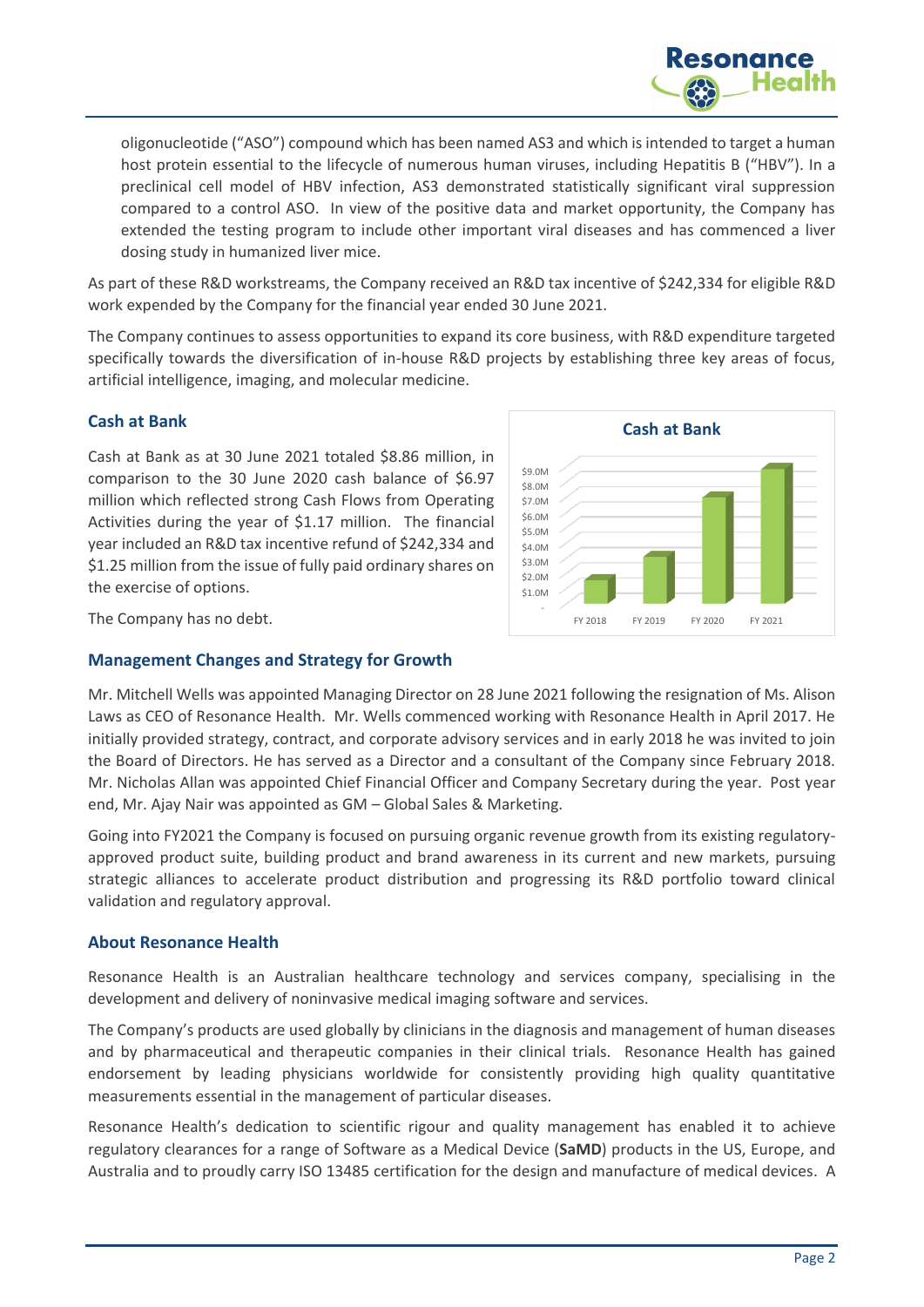oligonucleotide ("ASO") compound which has been named AS3 and which is intended to target a human host protein essential to the lifecycle of numerous human viruses, including Hepatitis B ("HBV"). In a preclinical cell model of HBV infection, AS3 demonstrated statistically significant viral suppression compared to a control ASO. In view of the positive data and market opportunity, the Company has extended the testing program to include other important viral diseases and has commenced a liver dosing study in humanized liver mice.

As part of these R&D workstreams, the Company received an R&D tax incentive of $242,334 for eligible R&D work expended by the Company for the financial year ended 30 June 2021.

The Company continues to assess opportunities to expand its core business, with R&D expenditure targeted specifically towards the diversification of in-house R&D projects by establishing three key areas of focus, artificial intelligence, imaging, and molecular medicine.

### Cash at Bank

Cash at Bank as at 30 June 2021 totaled $8.86 million, in comparison to the 30 June 2020 cash balance of $6.97 million which reflected strong Cash Flows from Operating Activities during the year of $1.17 million. The financial year included an R&D tax incentive refund of $242,334 and $1.25 million from the issue of fully paid ordinary shares on the exercise of options.

The Company has no debt.

**Cash at Bank**

(Chart: FY 2018, FY 2019, FY 2020, FY 2021; axis from - to $9.0M)

### Management Changes and Strategy for Growth

Mr. Mitchell Wells was appointed Managing Director on 28 June 2021 following the resignation of Ms. Alison Laws as CEO of Resonance Health. Mr. Wells commenced working with Resonance Health in April 2017. He initially provided strategy, contract, and corporate advisory services and in early 2018 he was invited to join the Board of Directors. He has served as a Director and a consultant of the Company since February 2018. Mr. Nicholas Allan was appointed Chief Financial Officer and Company Secretary during the year. Post year end, Mr. Ajay Nair was appointed as GM – Global Sales & Marketing.

Going into FY2021 the Company is focused on pursuing organic revenue growth from its existing regulatory-approved product suite, building product and brand awareness in its current and new markets, pursuing strategic alliances to accelerate product distribution and progressing its R&D portfolio toward clinical validation and regulatory approval.

### About Resonance Health

Resonance Health is an Australian healthcare technology and services company, specialising in the development and delivery of noninvasive medical imaging software and services.

The Company's products are used globally by clinicians in the diagnosis and management of human diseases and by pharmaceutical and therapeutic companies in their clinical trials. Resonance Health has gained endorsement by leading physicians worldwide for consistently providing high quality quantitative measurements essential in the management of particular diseases.

Resonance Health's dedication to scientific rigour and quality management has enabled it to achieve regulatory clearances for a range of Software as a Medical Device (**SaMD**) products in the US, Europe, and Australia and to proudly carry ISO 13485 certification for the design and manufacture of medical devices. A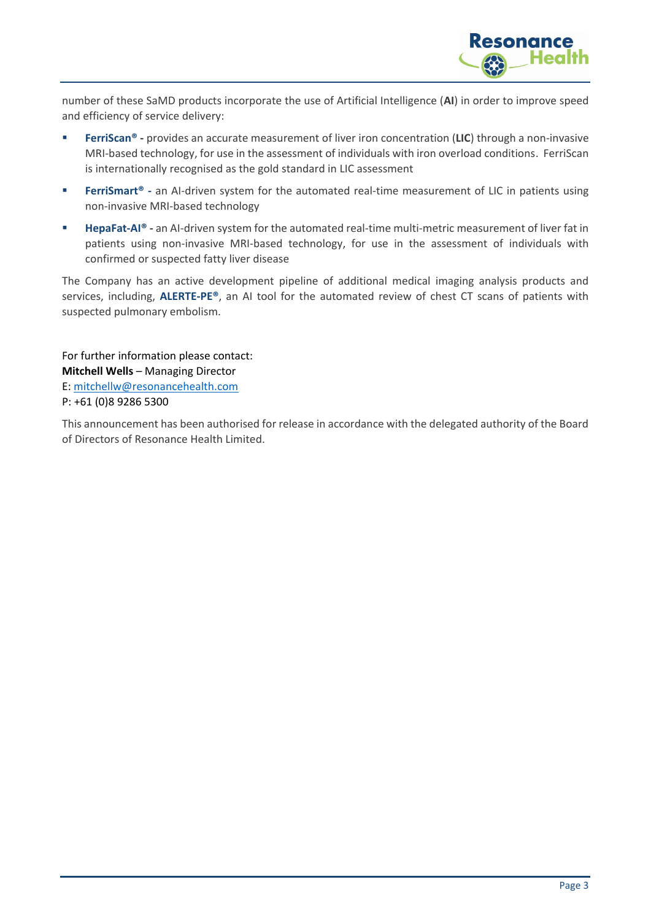number of these SaMD products incorporate the use of Artificial Intelligence (**AI**) in order to improve speed and efficiency of service delivery:

- **FerriScan® -** provides an accurate measurement of liver iron concentration (**LIC**) through a non-invasive MRI-based technology, for use in the assessment of individuals with iron overload conditions. FerriScan is internationally recognised as the gold standard in LIC assessment
- **FerriSmart® -** an AI-driven system for the automated real-time measurement of LIC in patients using non-invasive MRI-based technology
- **HepaFat-AI® -** an AI-driven system for the automated real-time multi-metric measurement of liver fat in patients using non-invasive MRI-based technology, for use in the assessment of individuals with confirmed or suspected fatty liver disease

The Company has an active development pipeline of additional medical imaging analysis products and services, including, **ALERTE-PE®**, an AI tool for the automated review of chest CT scans of patients with suspected pulmonary embolism.

For further information please contact:
**Mitchell Wells** – Managing Director
E: mitchellw@resonancehealth.com
P: +61 (0)8 9286 5300

This announcement has been authorised for release in accordance with the delegated authority of the Board of Directors of Resonance Health Limited.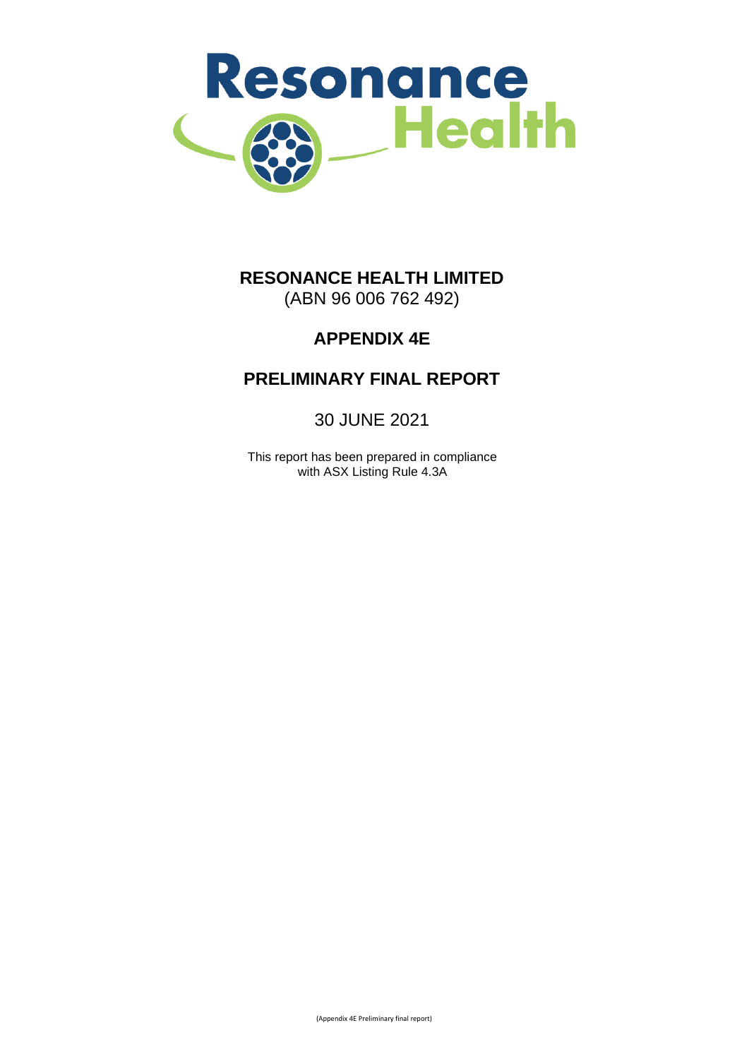**RESONANCE HEALTH LIMITED**
(ABN 96 006 762 492)

**APPENDIX 4E**

**PRELIMINARY FINAL REPORT**

30 JUNE 2021

This report has been prepared in compliance with ASX Listing Rule 4.3A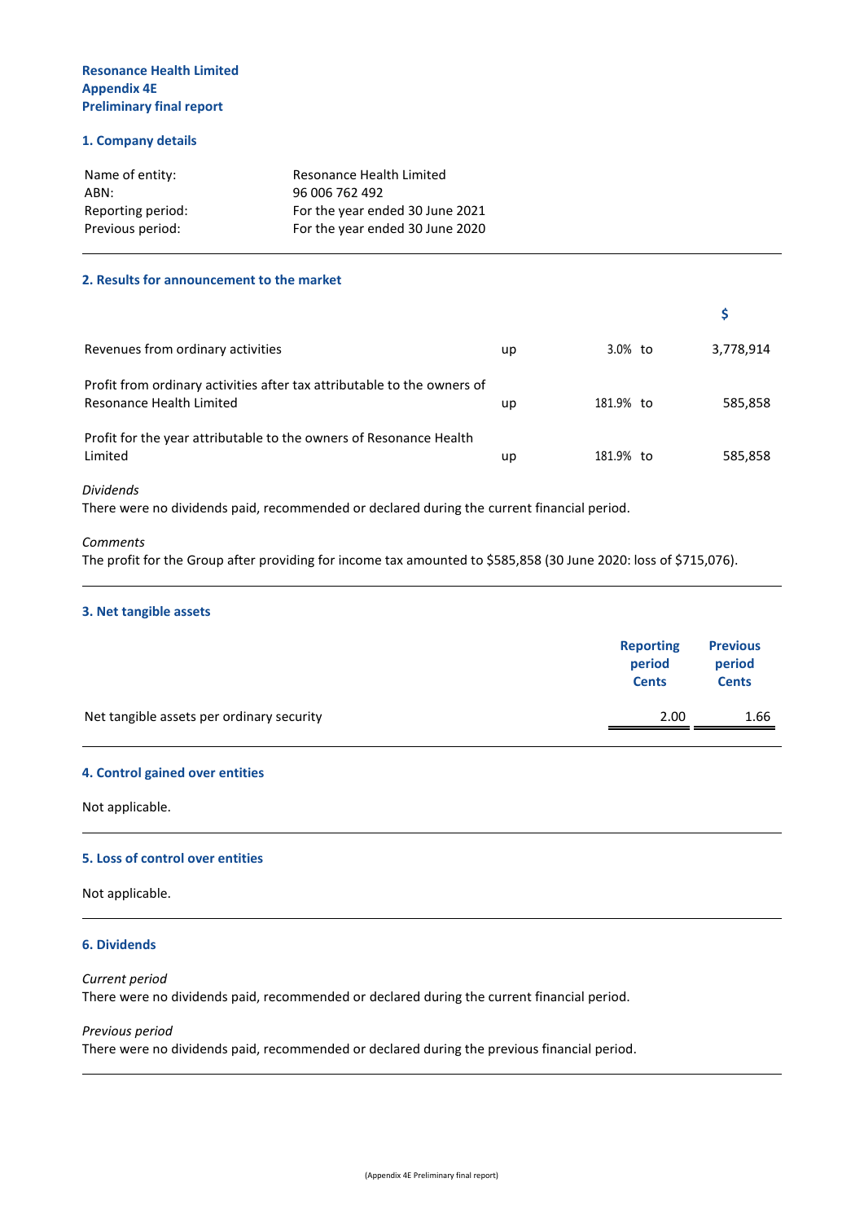**Resonance Health Limited**
**Appendix 4E**
**Preliminary final report**

## 1. Company details

| | |
|---|---|
| Name of entity: | Resonance Health Limited |
| ABN: | 96 006 762 492 |
| Reporting period: | For the year ended 30 June 2021 |
| Previous period: | For the year ended 30 June 2020 |

## 2. Results for announcement to the market

| | | | | $ |
|---|---|---|---|---|
| Revenues from ordinary activities | up | 3.0% | to | 3,778,914 |
| Profit from ordinary activities after tax attributable to the owners of Resonance Health Limited | up | 181.9% | to | 585,858 |
| Profit for the year attributable to the owners of Resonance Health Limited | up | 181.9% | to | 585,858 |

*Dividends*
There were no dividends paid, recommended or declared during the current financial period.

*Comments*
The profit for the Group after providing for income tax amounted to $585,858 (30 June 2020: loss of $715,076).

## 3. Net tangible assets

| | Reporting period Cents | Previous period Cents |
|---|---|---|
| Net tangible assets per ordinary security | 2.00 | 1.66 |

## 4. Control gained over entities

Not applicable.

## 5. Loss of control over entities

Not applicable.

## 6. Dividends

*Current period*
There were no dividends paid, recommended or declared during the current financial period.

*Previous period*
There were no dividends paid, recommended or declared during the previous financial period.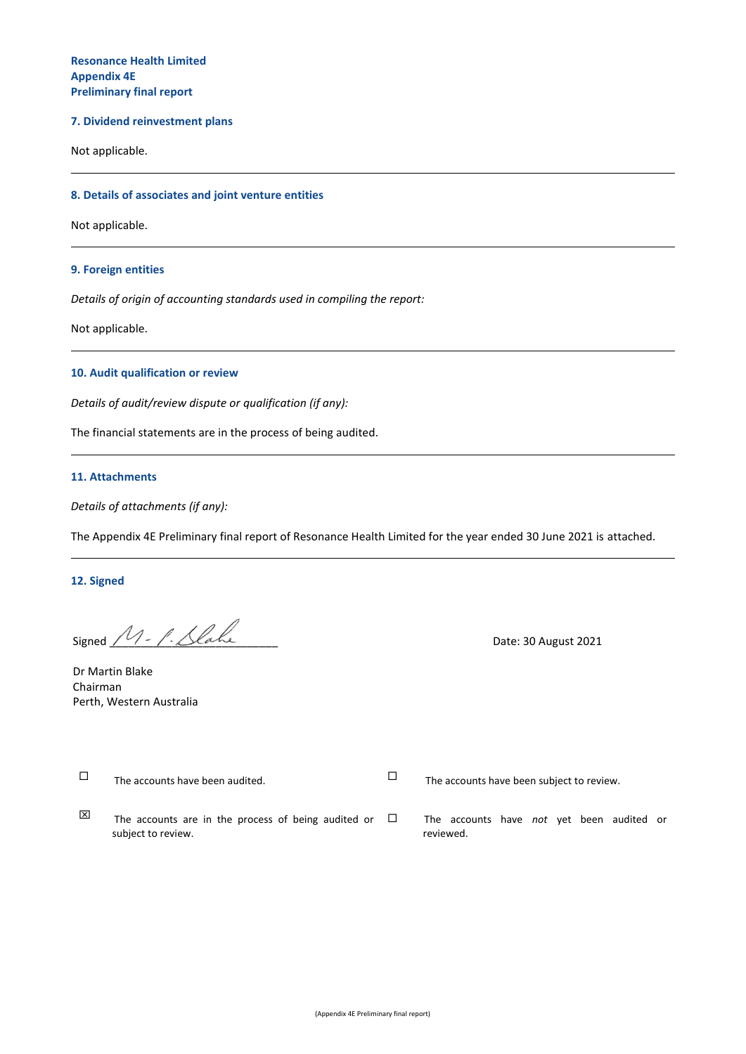**Resonance Health Limited**
**Appendix 4E**
**Preliminary final report**

### 7. Dividend reinvestment plans

Not applicable.

---

### 8. Details of associates and joint venture entities

Not applicable.

---

### 9. Foreign entities

*Details of origin of accounting standards used in compiling the report:*

Not applicable.

---

### 10. Audit qualification or review

*Details of audit/review dispute or qualification (if any):*

The financial statements are in the process of being audited.

---

### 11. Attachments

*Details of attachments (if any):*

The Appendix 4E Preliminary final report of Resonance Health Limited for the year ended 30 June 2021 is attached.

---

### 12. Signed

Signed ___________________________ Date: 30 August 2021

Dr Martin Blake
Chairman
Perth, Western Australia

☐ The accounts have been audited.

☐ The accounts have been subject to review.

☒ The accounts are in the process of being audited or subject to review.

☐ The accounts have *not* yet been audited or reviewed.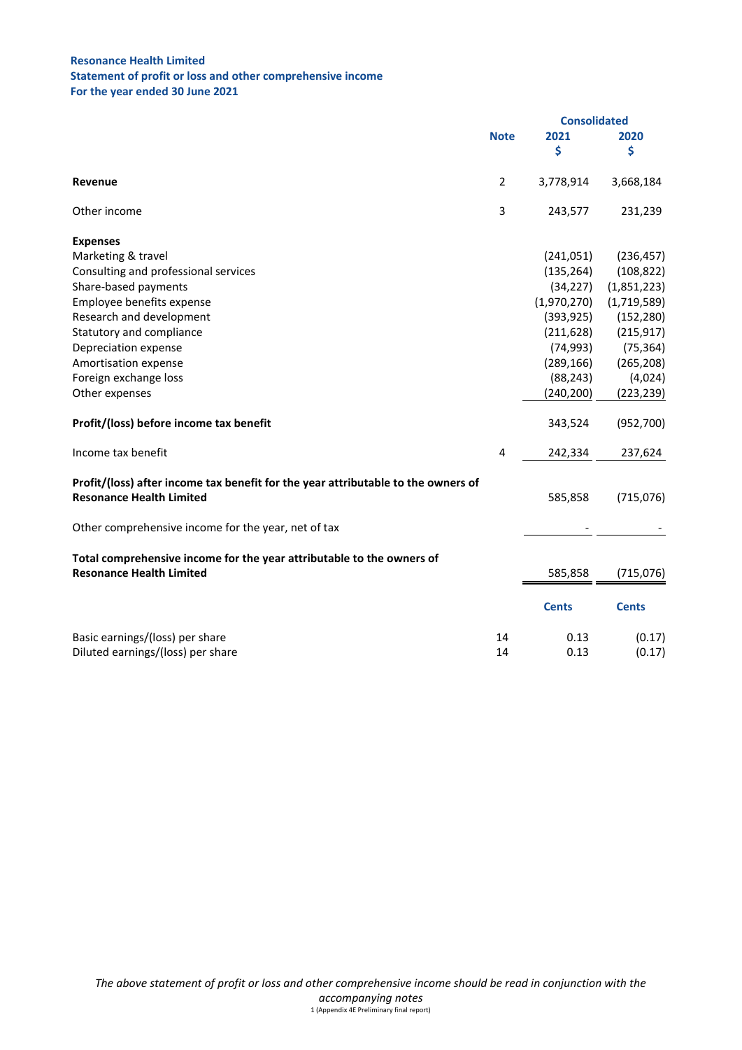**Resonance Health Limited**
**Statement of profit or loss and other comprehensive income**
**For the year ended 30 June 2021**

| | Note | Consolidated 2021 $ | Consolidated 2020 $ |
|---|---|---|---|
| **Revenue** | 2 | 3,778,914 | 3,668,184 |
| Other income | 3 | 243,577 | 231,239 |
| **Expenses** | | | |
| Marketing & travel | | (241,051) | (236,457) |
| Consulting and professional services | | (135,264) | (108,822) |
| Share-based payments | | (34,227) | (1,851,223) |
| Employee benefits expense | | (1,970,270) | (1,719,589) |
| Research and development | | (393,925) | (152,280) |
| Statutory and compliance | | (211,628) | (215,917) |
| Depreciation expense | | (74,993) | (75,364) |
| Amortisation expense | | (289,166) | (265,208) |
| Foreign exchange loss | | (88,243) | (4,024) |
| Other expenses | | (240,200) | (223,239) |
| **Profit/(loss) before income tax benefit** | | 343,524 | (952,700) |
| Income tax benefit | 4 | 242,334 | 237,624 |
| **Profit/(loss) after income tax benefit for the year attributable to the owners of Resonance Health Limited** | | 585,858 | (715,076) |
| Other comprehensive income for the year, net of tax | | - | - |
| **Total comprehensive income for the year attributable to the owners of Resonance Health Limited** | | 585,858 | (715,076) |
| | | **Cents** | **Cents** |
| Basic earnings/(loss) per share | 14 | 0.13 | (0.17) |
| Diluted earnings/(loss) per share | 14 | 0.13 | (0.17) |

*The above statement of profit or loss and other comprehensive income should be read in conjunction with the accompanying notes*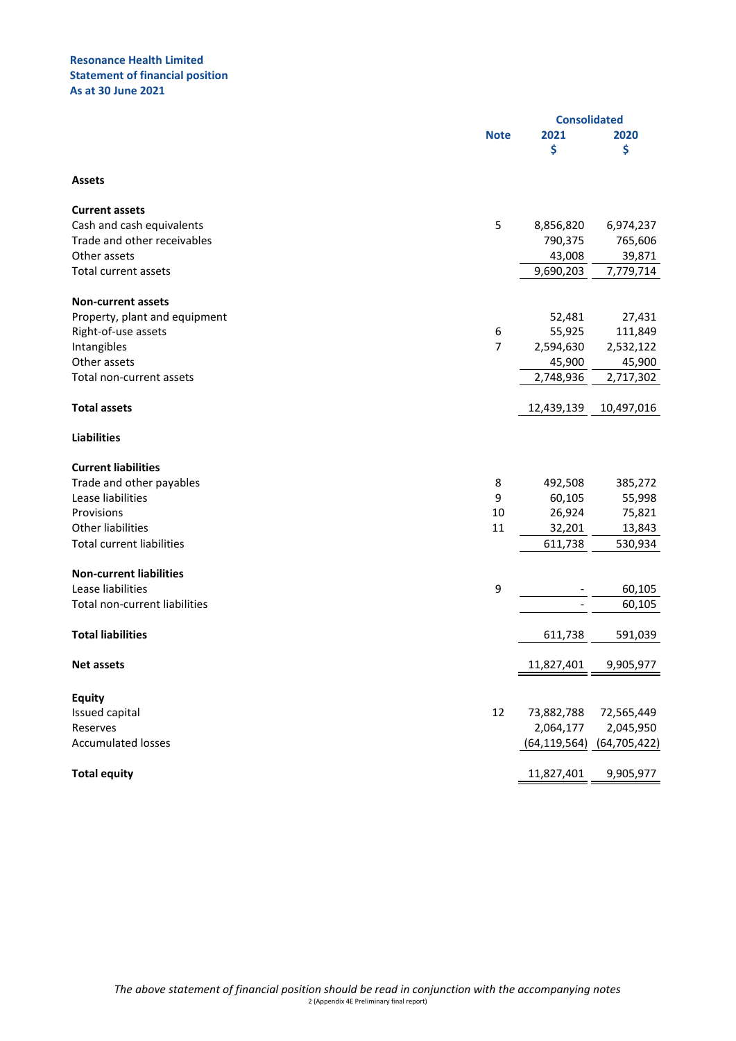**Resonance Health Limited**
**Statement of financial position**
**As at 30 June 2021**

| | Note | Consolidated 2021 $ | 2020 $ |
|---|---|---|---|
| **Assets** | | | |
| **Current assets** | | | |
| Cash and cash equivalents | 5 | 8,856,820 | 6,974,237 |
| Trade and other receivables | | 790,375 | 765,606 |
| Other assets | | 43,008 | 39,871 |
| Total current assets | | 9,690,203 | 7,779,714 |
| **Non-current assets** | | | |
| Property, plant and equipment | | 52,481 | 27,431 |
| Right-of-use assets | 6 | 55,925 | 111,849 |
| Intangibles | 7 | 2,594,630 | 2,532,122 |
| Other assets | | 45,900 | 45,900 |
| Total non-current assets | | 2,748,936 | 2,717,302 |
| **Total assets** | | 12,439,139 | 10,497,016 |
| **Liabilities** | | | |
| **Current liabilities** | | | |
| Trade and other payables | 8 | 492,508 | 385,272 |
| Lease liabilities | 9 | 60,105 | 55,998 |
| Provisions | 10 | 26,924 | 75,821 |
| Other liabilities | 11 | 32,201 | 13,843 |
| Total current liabilities | | 611,738 | 530,934 |
| **Non-current liabilities** | | | |
| Lease liabilities | 9 | - | 60,105 |
| Total non-current liabilities | | - | 60,105 |
| **Total liabilities** | | 611,738 | 591,039 |
| **Net assets** | | 11,827,401 | 9,905,977 |
| **Equity** | | | |
| Issued capital | 12 | 73,882,788 | 72,565,449 |
| Reserves | | 2,064,177 | 2,045,950 |
| Accumulated losses | | (64,119,564) | (64,705,422) |
| **Total equity** | | 11,827,401 | 9,905,977 |

*The above statement of financial position should be read in conjunction with the accompanying notes*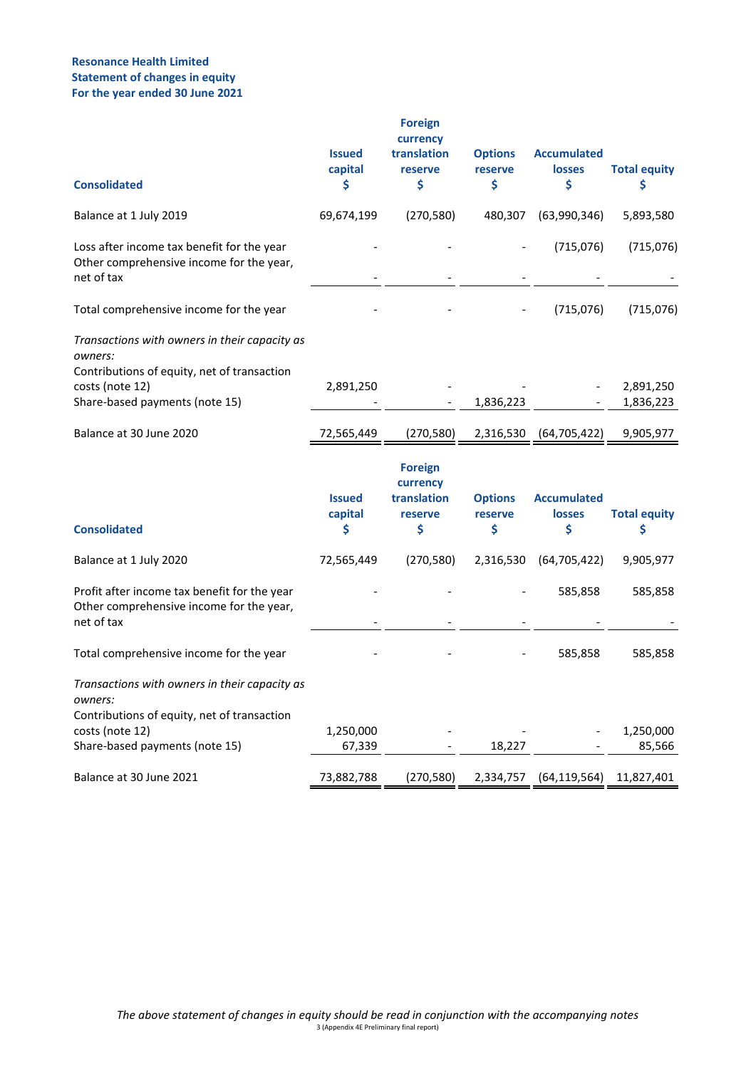**Resonance Health Limited**
**Statement of changes in equity**
**For the year ended 30 June 2021**

| Consolidated | Issued capital $ | Foreign currency translation reserve $ | Options reserve $ | Accumulated losses $ | Total equity $ |
|---|---|---|---|---|---|
| Balance at 1 July 2019 | 69,674,199 | (270,580) | 480,307 | (63,990,346) | 5,893,580 |
| Loss after income tax benefit for the year | - | - | - | (715,076) | (715,076) |
| Other comprehensive income for the year, net of tax | - | - | - | - | - |
| Total comprehensive income for the year | - | - | - | (715,076) | (715,076) |
| *Transactions with owners in their capacity as owners:* | | | | | |
| Contributions of equity, net of transaction costs (note 12) | 2,891,250 | - | - | - | 2,891,250 |
| Share-based payments (note 15) | - | - | 1,836,223 | - | 1,836,223 |
| Balance at 30 June 2020 | 72,565,449 | (270,580) | 2,316,530 | (64,705,422) | 9,905,977 |

| Consolidated | Issued capital $ | Foreign currency translation reserve $ | Options reserve $ | Accumulated losses $ | Total equity $ |
|---|---|---|---|---|---|
| Balance at 1 July 2020 | 72,565,449 | (270,580) | 2,316,530 | (64,705,422) | 9,905,977 |
| Profit after income tax benefit for the year | - | - | - | 585,858 | 585,858 |
| Other comprehensive income for the year, net of tax | - | - | - | - | - |
| Total comprehensive income for the year | - | - | - | 585,858 | 585,858 |
| *Transactions with owners in their capacity as owners:* | | | | | |
| Contributions of equity, net of transaction costs (note 12) | 1,250,000 | - | - | - | 1,250,000 |
| Share-based payments (note 15) | 67,339 | - | 18,227 | - | 85,566 |
| Balance at 30 June 2021 | 73,882,788 | (270,580) | 2,334,757 | (64,119,564) | 11,827,401 |

*The above statement of changes in equity should be read in conjunction with the accompanying notes*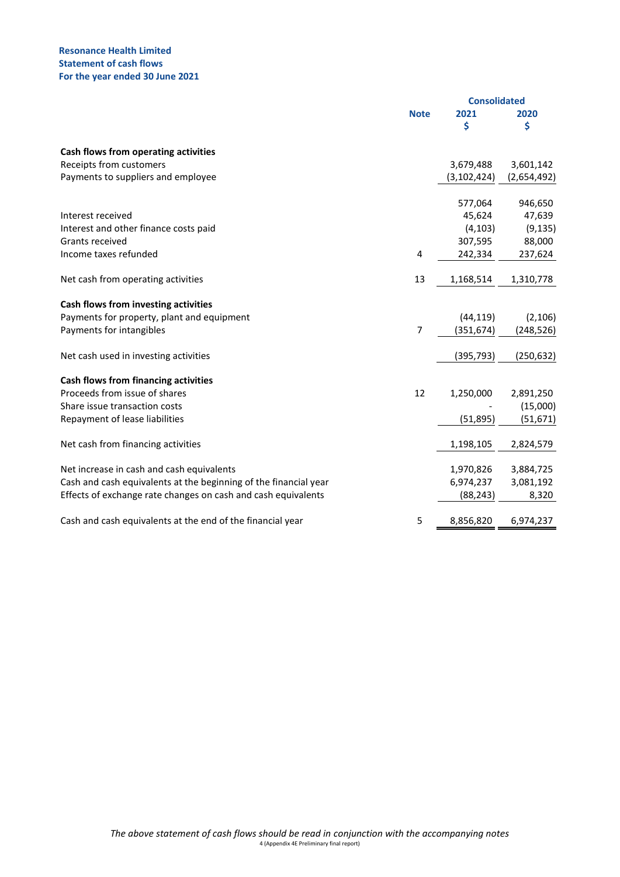**Resonance Health Limited**
**Statement of cash flows**
**For the year ended 30 June 2021**

| | Note | Consolidated 2021 $ | 2020 $ |
|---|---|---|---|
| **Cash flows from operating activities** | | | |
| Receipts from customers | | 3,679,488 | 3,601,142 |
| Payments to suppliers and employee | | (3,102,424) | (2,654,492) |
| | | 577,064 | 946,650 |
| Interest received | | 45,624 | 47,639 |
| Interest and other finance costs paid | | (4,103) | (9,135) |
| Grants received | | 307,595 | 88,000 |
| Income taxes refunded | 4 | 242,334 | 237,624 |
| Net cash from operating activities | 13 | 1,168,514 | 1,310,778 |
| **Cash flows from investing activities** | | | |
| Payments for property, plant and equipment | | (44,119) | (2,106) |
| Payments for intangibles | 7 | (351,674) | (248,526) |
| Net cash used in investing activities | | (395,793) | (250,632) |
| **Cash flows from financing activities** | | | |
| Proceeds from issue of shares | 12 | 1,250,000 | 2,891,250 |
| Share issue transaction costs | | - | (15,000) |
| Repayment of lease liabilities | | (51,895) | (51,671) |
| Net cash from financing activities | | 1,198,105 | 2,824,579 |
| Net increase in cash and cash equivalents | | 1,970,826 | 3,884,725 |
| Cash and cash equivalents at the beginning of the financial year | | 6,974,237 | 3,081,192 |
| Effects of exchange rate changes on cash and cash equivalents | | (88,243) | 8,320 |
| Cash and cash equivalents at the end of the financial year | 5 | 8,856,820 | 6,974,237 |

*The above statement of cash flows should be read in conjunction with the accompanying notes*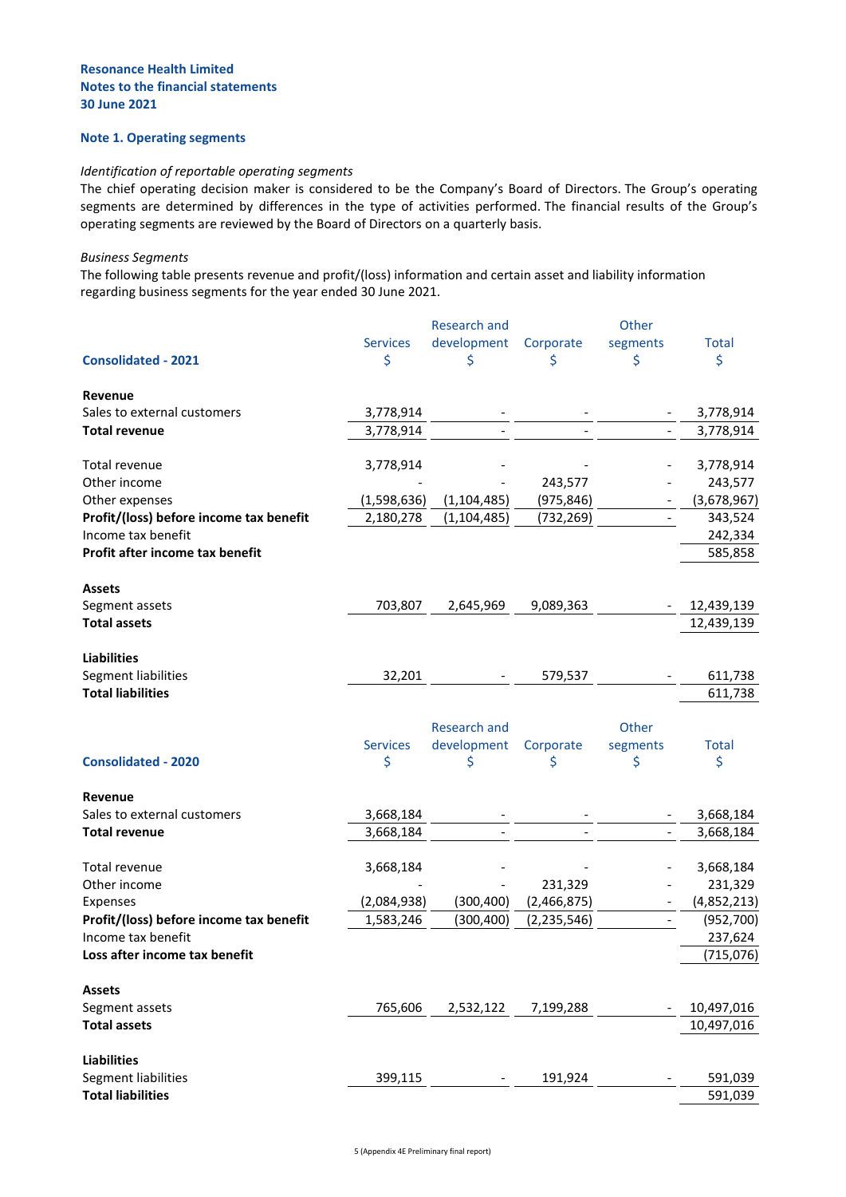**Resonance Health Limited**
**Notes to the financial statements**
**30 June 2021**

## Note 1. Operating segments

*Identification of reportable operating segments*

The chief operating decision maker is considered to be the Company's Board of Directors. The Group's operating segments are determined by differences in the type of activities performed. The financial results of the Group's operating segments are reviewed by the Board of Directors on a quarterly basis.

*Business Segments*

The following table presents revenue and profit/(loss) information and certain asset and liability information regarding business segments for the year ended 30 June 2021.

| Consolidated - 2021 | Services $ | Research and development $ | Corporate $ | Other segments $ | Total $ |
|---|---|---|---|---|---|
| **Revenue** | | | | | |
| Sales to external customers | 3,778,914 | - | - | - | 3,778,914 |
| **Total revenue** | 3,778,914 | - | - | - | 3,778,914 |
| | | | | | |
| Total revenue | 3,778,914 | - | - | - | 3,778,914 |
| Other income | - | - | 243,577 | - | 243,577 |
| Other expenses | (1,598,636) | (1,104,485) | (975,846) | - | (3,678,967) |
| **Profit/(loss) before income tax benefit** | 2,180,278 | (1,104,485) | (732,269) | - | 343,524 |
| Income tax benefit | | | | | 242,334 |
| **Profit after income tax benefit** | | | | | 585,858 |
| | | | | | |
| **Assets** | | | | | |
| Segment assets | 703,807 | 2,645,969 | 9,089,363 | - | 12,439,139 |
| **Total assets** | | | | | 12,439,139 |
| | | | | | |
| **Liabilities** | | | | | |
| Segment liabilities | 32,201 | - | 579,537 | - | 611,738 |
| **Total liabilities** | | | | | 611,738 |

| Consolidated - 2020 | Services $ | Research and development $ | Corporate $ | Other segments $ | Total $ |
|---|---|---|---|---|---|
| **Revenue** | | | | | |
| Sales to external customers | 3,668,184 | - | - | - | 3,668,184 |
| **Total revenue** | 3,668,184 | - | - | - | 3,668,184 |
| | | | | | |
| Total revenue | 3,668,184 | - | - | - | 3,668,184 |
| Other income | - | - | 231,329 | - | 231,329 |
| Expenses | (2,084,938) | (300,400) | (2,466,875) | - | (4,852,213) |
| **Profit/(loss) before income tax benefit** | 1,583,246 | (300,400) | (2,235,546) | - | (952,700) |
| Income tax benefit | | | | | 237,624 |
| **Loss after income tax benefit** | | | | | (715,076) |
| | | | | | |
| **Assets** | | | | | |
| Segment assets | 765,606 | 2,532,122 | 7,199,288 | - | 10,497,016 |
| **Total assets** | | | | | 10,497,016 |
| | | | | | |
| **Liabilities** | | | | | |
| Segment liabilities | 399,115 | - | 191,924 | - | 591,039 |
| **Total liabilities** | | | | | 591,039 |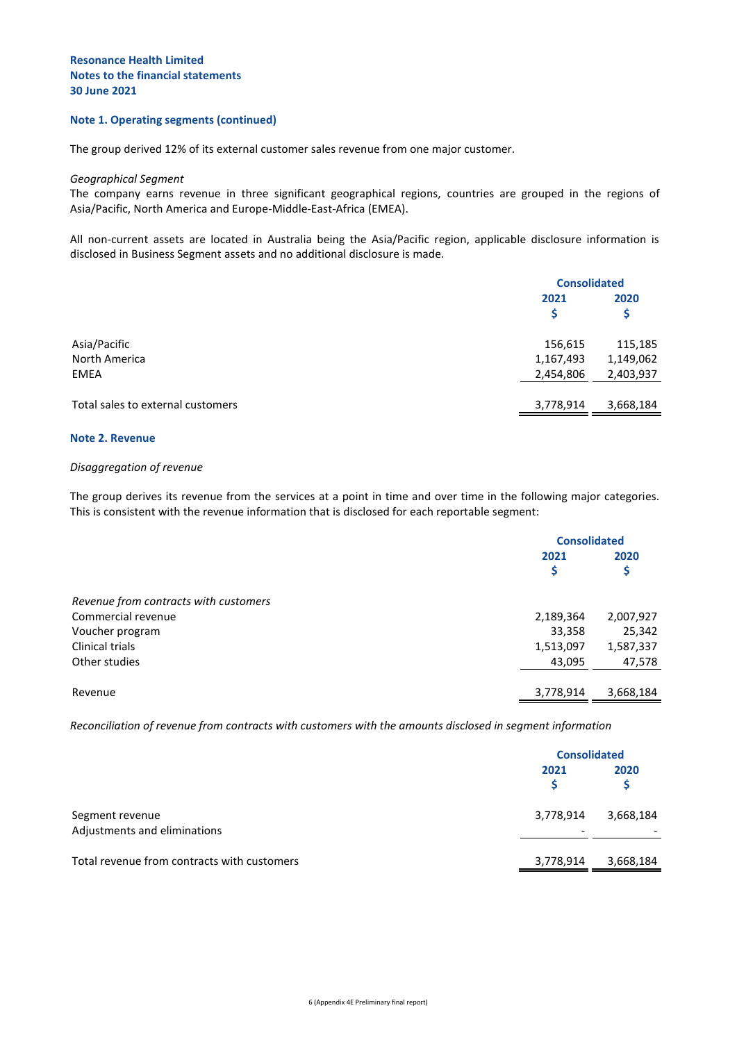**Resonance Health Limited**
**Notes to the financial statements**
**30 June 2021**

### Note 1. Operating segments (continued)

The group derived 12% of its external customer sales revenue from one major customer.

*Geographical Segment*

The company earns revenue in three significant geographical regions, countries are grouped in the regions of Asia/Pacific, North America and Europe-Middle-East-Africa (EMEA).

All non-current assets are located in Australia being the Asia/Pacific region, applicable disclosure information is disclosed in Business Segment assets and no additional disclosure is made.

| | Consolidated | |
|---|---|---|
| | 2021<br>$ | 2020<br>$ |
| Asia/Pacific | 156,615 | 115,185 |
| North America | 1,167,493 | 1,149,062 |
| EMEA | 2,454,806 | 2,403,937 |
| Total sales to external customers | 3,778,914 | 3,668,184 |

### Note 2. Revenue

*Disaggregation of revenue*

The group derives its revenue from the services at a point in time and over time in the following major categories. This is consistent with the revenue information that is disclosed for each reportable segment:

| | Consolidated | |
|---|---|---|
| | 2021<br>$ | 2020<br>$ |
| *Revenue from contracts with customers* | | |
| Commercial revenue | 2,189,364 | 2,007,927 |
| Voucher program | 33,358 | 25,342 |
| Clinical trials | 1,513,097 | 1,587,337 |
| Other studies | 43,095 | 47,578 |
| Revenue | 3,778,914 | 3,668,184 |

*Reconciliation of revenue from contracts with customers with the amounts disclosed in segment information*

| | Consolidated | |
|---|---|---|
| | 2021<br>$ | 2020<br>$ |
| Segment revenue | 3,778,914 | 3,668,184 |
| Adjustments and eliminations | - | - |
| Total revenue from contracts with customers | 3,778,914 | 3,668,184 |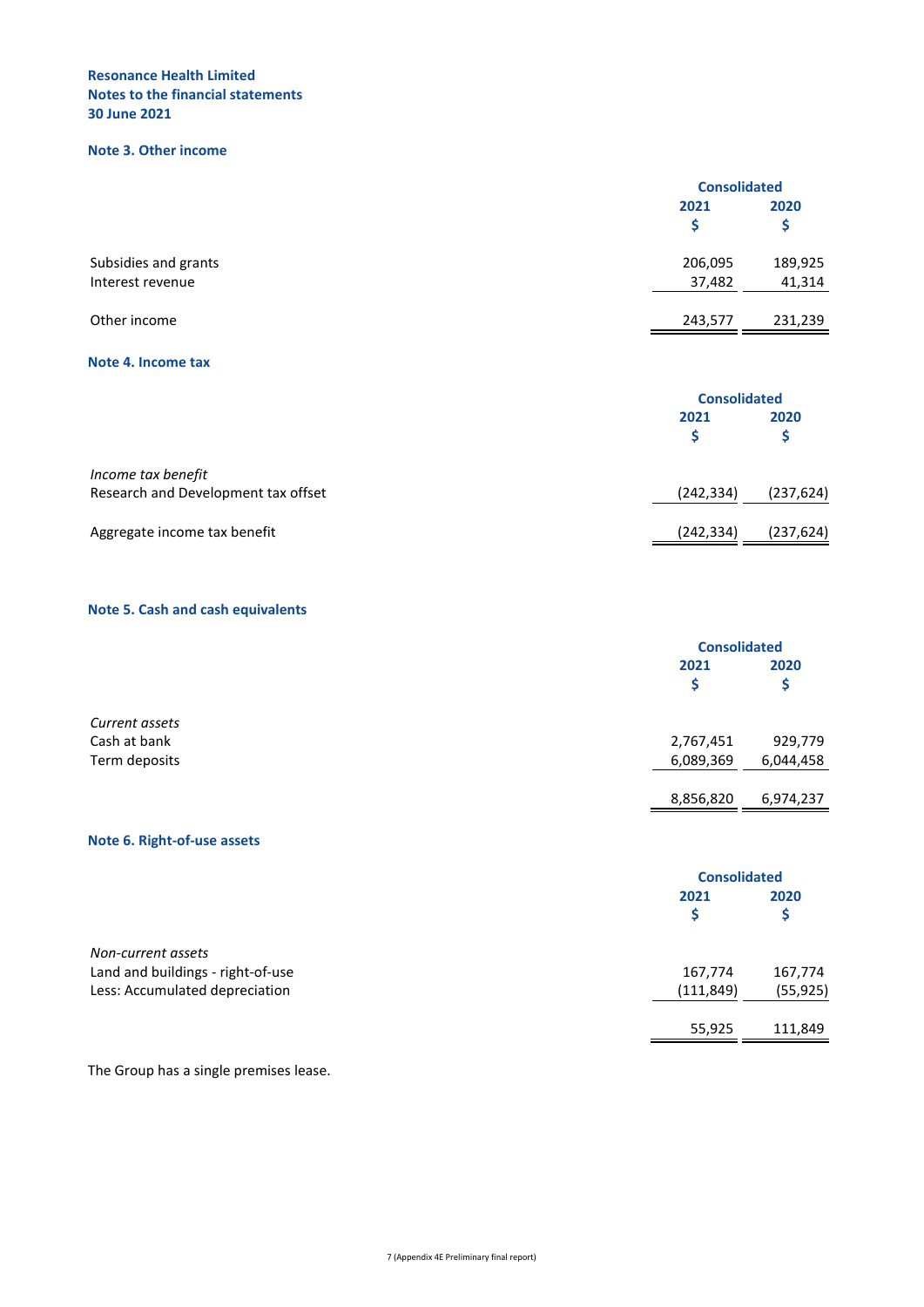**Resonance Health Limited**
**Notes to the financial statements**
**30 June 2021**

## Note 3. Other income

| | Consolidated | |
|---|---|---|
| | 2021 | 2020 |
| | $ | $ |
| Subsidies and grants | 206,095 | 189,925 |
| Interest revenue | 37,482 | 41,314 |
| Other income | 243,577 | 231,239 |

## Note 4. Income tax

| | Consolidated | |
|---|---|---|
| | 2021 | 2020 |
| | $ | $ |
| *Income tax benefit* | | |
| Research and Development tax offset | (242,334) | (237,624) |
| Aggregate income tax benefit | (242,334) | (237,624) |

## Note 5. Cash and cash equivalents

| | Consolidated | |
|---|---|---|
| | 2021 | 2020 |
| | $ | $ |
| *Current assets* | | |
| Cash at bank | 2,767,451 | 929,779 |
| Term deposits | 6,089,369 | 6,044,458 |
| | 8,856,820 | 6,974,237 |

## Note 6. Right-of-use assets

| | Consolidated | |
|---|---|---|
| | 2021 | 2020 |
| | $ | $ |
| *Non-current assets* | | |
| Land and buildings - right-of-use | 167,774 | 167,774 |
| Less: Accumulated depreciation | (111,849) | (55,925) |
| | 55,925 | 111,849 |

The Group has a single premises lease.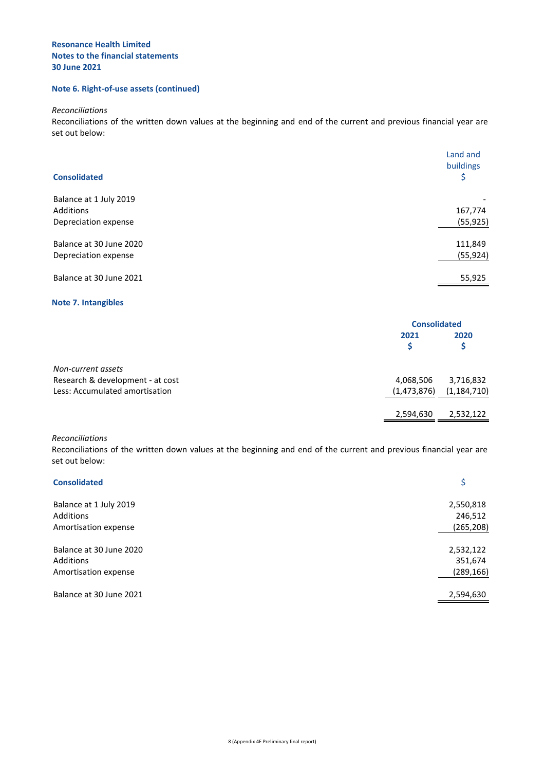**Resonance Health Limited**
**Notes to the financial statements**
**30 June 2021**

## Note 6. Right-of-use assets (continued)

*Reconciliations*

Reconciliations of the written down values at the beginning and end of the current and previous financial year are set out below:

| Consolidated | Land and buildings $ |
|---|---|
| Balance at 1 July 2019 | - |
| Additions | 167,774 |
| Depreciation expense | (55,925) |
| | |
| Balance at 30 June 2020 | 111,849 |
| Depreciation expense | (55,924) |
| | |
| Balance at 30 June 2021 | 55,925 |

## Note 7. Intangibles

| | Consolidated | |
|---|---|---|
| | 2021 $ | 2020 $ |
| *Non-current assets* | | |
| Research & development - at cost | 4,068,506 | 3,716,832 |
| Less: Accumulated amortisation | (1,473,876) | (1,184,710) |
| | | |
| | 2,594,630 | 2,532,122 |

*Reconciliations*

Reconciliations of the written down values at the beginning and end of the current and previous financial year are set out below:

| Consolidated | $ |
|---|---|
| Balance at 1 July 2019 | 2,550,818 |
| Additions | 246,512 |
| Amortisation expense | (265,208) |
| | |
| Balance at 30 June 2020 | 2,532,122 |
| Additions | 351,674 |
| Amortisation expense | (289,166) |
| | |
| Balance at 30 June 2021 | 2,594,630 |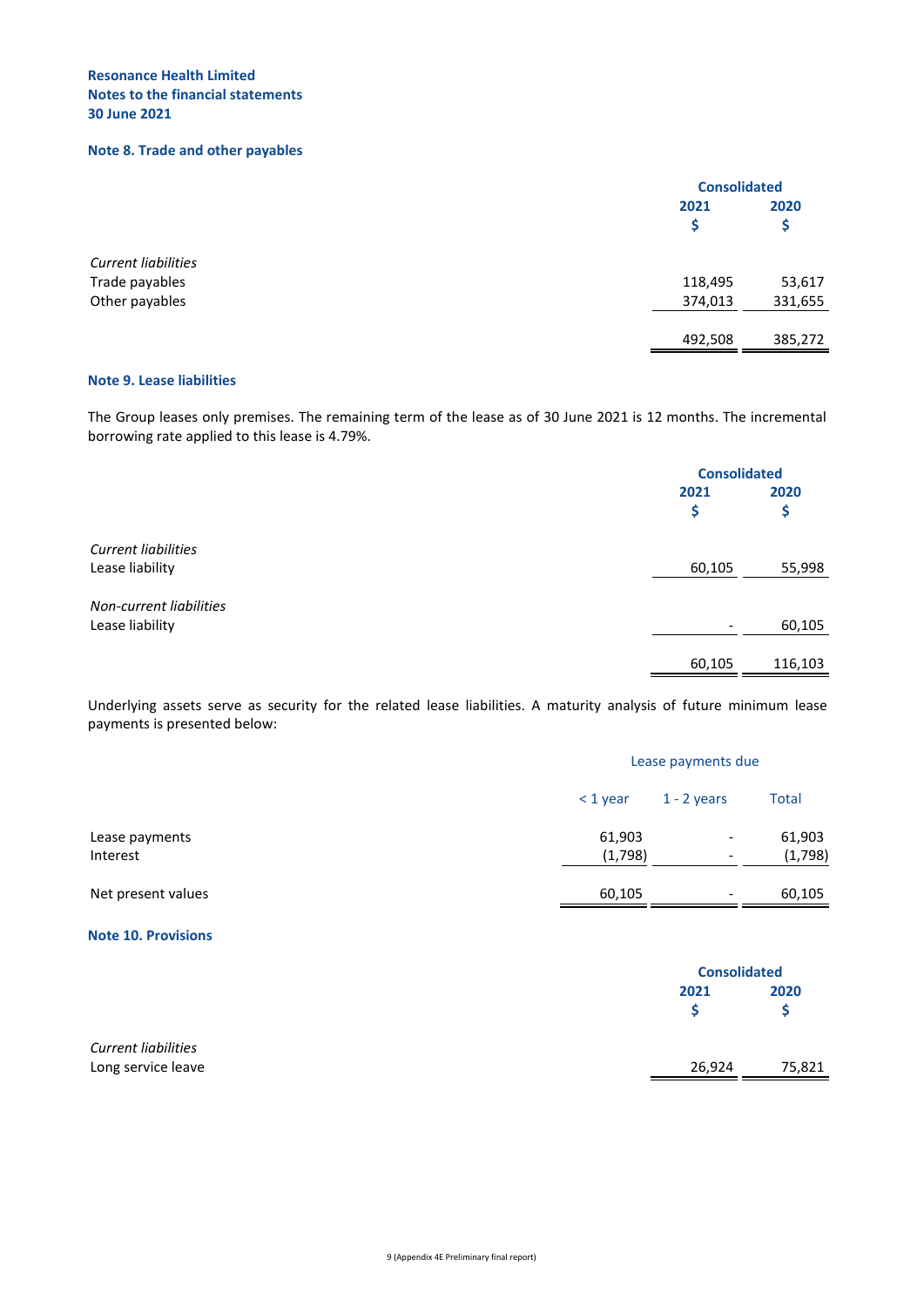**Resonance Health Limited**
**Notes to the financial statements**
**30 June 2021**

## Note 8. Trade and other payables

| | Consolidated | |
|---|---|---|
| | 2021 $ | 2020 $ |
| *Current liabilities* | | |
| Trade payables | 118,495 | 53,617 |
| Other payables | 374,013 | 331,655 |
| | 492,508 | 385,272 |

## Note 9. Lease liabilities

The Group leases only premises. The remaining term of the lease as of 30 June 2021 is 12 months. The incremental borrowing rate applied to this lease is 4.79%.

| | Consolidated | |
|---|---|---|
| | 2021 $ | 2020 $ |
| *Current liabilities* | | |
| Lease liability | 60,105 | 55,998 |
| *Non-current liabilities* | | |
| Lease liability | - | 60,105 |
| | 60,105 | 116,103 |

Underlying assets serve as security for the related lease liabilities. A maturity analysis of future minimum lease payments is presented below:

| | Lease payments due | | |
|---|---|---|---|
| | < 1 year | 1 - 2 years | Total |
| Lease payments | 61,903 | - | 61,903 |
| Interest | (1,798) | - | (1,798) |
| Net present values | 60,105 | - | 60,105 |

## Note 10. Provisions

| | Consolidated | |
|---|---|---|
| | 2021 $ | 2020 $ |
| *Current liabilities* | | |
| Long service leave | 26,924 | 75,821 |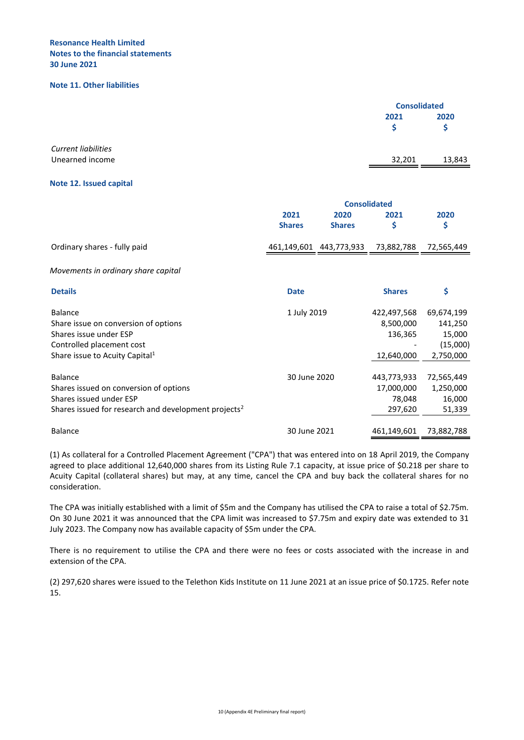**Resonance Health Limited**
**Notes to the financial statements**
**30 June 2021**

## Note 11. Other liabilities

| | Consolidated | |
|---|---|---|
| | 2021 $ | 2020 $ |
| *Current liabilities* | | |
| Unearned income | 32,201 | 13,843 |

## Note 12. Issued capital

| | Consolidated | | | |
|---|---|---|---|---|
| | 2021 Shares | 2020 Shares | 2021 $ | 2020 $ |
| Ordinary shares - fully paid | 461,149,601 | 443,773,933 | 73,882,788 | 72,565,449 |

*Movements in ordinary share capital*

| Details | Date | Shares | $ |
|---|---|---|---|
| Balance | 1 July 2019 | 422,497,568 | 69,674,199 |
| Share issue on conversion of options | | 8,500,000 | 141,250 |
| Shares issue under ESP | | 136,365 | 15,000 |
| Controlled placement cost | | - | (15,000) |
| Share issue to Acuity Capital[1] | | 12,640,000 | 2,750,000 |
| Balance | 30 June 2020 | 443,773,933 | 72,565,449 |
| Shares issued on conversion of options | | 17,000,000 | 1,250,000 |
| Shares issued under ESP | | 78,048 | 16,000 |
| Shares issued for research and development projects[2] | | 297,620 | 51,339 |
| Balance | 30 June 2021 | 461,149,601 | 73,882,788 |

(1) As collateral for a Controlled Placement Agreement ("CPA") that was entered into on 18 April 2019, the Company agreed to place additional 12,640,000 shares from its Listing Rule 7.1 capacity, at issue price of $0.218 per share to Acuity Capital (collateral shares) but may, at any time, cancel the CPA and buy back the collateral shares for no consideration.

The CPA was initially established with a limit of $5m and the Company has utilised the CPA to raise a total of $2.75m. On 30 June 2021 it was announced that the CPA limit was increased to $7.75m and expiry date was extended to 31 July 2023. The Company now has available capacity of $5m under the CPA.

There is no requirement to utilise the CPA and there were no fees or costs associated with the increase in and extension of the CPA.

(2) 297,620 shares were issued to the Telethon Kids Institute on 11 June 2021 at an issue price of $0.1725. Refer note 15.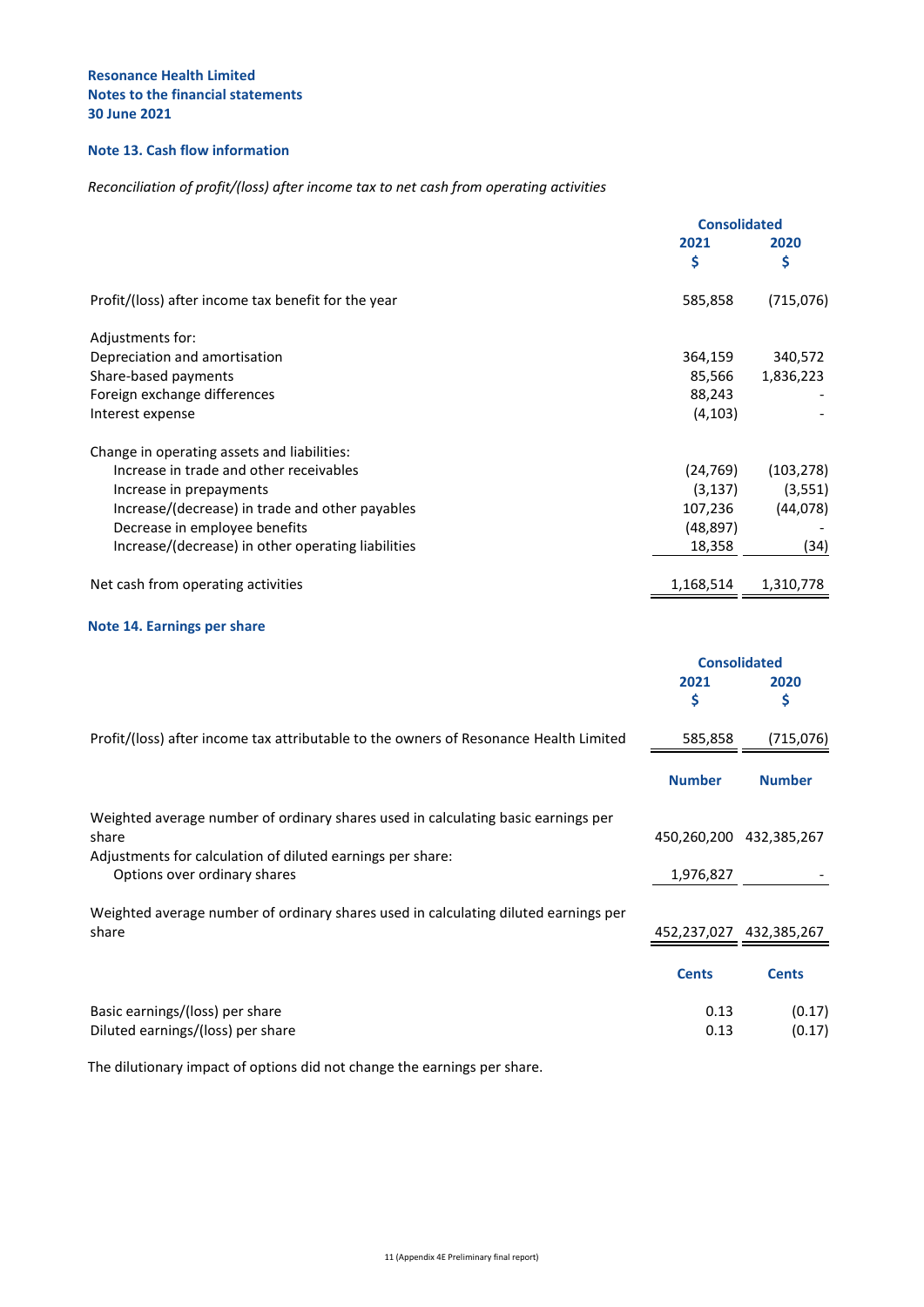**Resonance Health Limited**
**Notes to the financial statements**
**30 June 2021**

## Note 13. Cash flow information

*Reconciliation of profit/(loss) after income tax to net cash from operating activities*

| | Consolidated | |
|---|---|---|
| | 2021 | 2020 |
| | $ | $ |
| Profit/(loss) after income tax benefit for the year | 585,858 | (715,076) |
| | | |
| Adjustments for: | | |
| Depreciation and amortisation | 364,159 | 340,572 |
| Share-based payments | 85,566 | 1,836,223 |
| Foreign exchange differences | 88,243 | - |
| Interest expense | (4,103) | - |
| | | |
| Change in operating assets and liabilities: | | |
| Increase in trade and other receivables | (24,769) | (103,278) |
| Increase in prepayments | (3,137) | (3,551) |
| Increase/(decrease) in trade and other payables | 107,236 | (44,078) |
| Decrease in employee benefits | (48,897) | - |
| Increase/(decrease) in other operating liabilities | 18,358 | (34) |
| | | |
| Net cash from operating activities | 1,168,514 | 1,310,778 |

## Note 14. Earnings per share

| | Consolidated | |
|---|---|---|
| | 2021 | 2020 |
| | $ | $ |
| Profit/(loss) after income tax attributable to the owners of Resonance Health Limited | 585,858 | (715,076) |
| | **Number** | **Number** |
| Weighted average number of ordinary shares used in calculating basic earnings per share | 450,260,200 | 432,385,267 |
| Adjustments for calculation of diluted earnings per share: | | |
| Options over ordinary shares | 1,976,827 | - |
| | | |
| Weighted average number of ordinary shares used in calculating diluted earnings per share | 452,237,027 | 432,385,267 |
| | **Cents** | **Cents** |
| Basic earnings/(loss) per share | 0.13 | (0.17) |
| Diluted earnings/(loss) per share | 0.13 | (0.17) |

The dilutionary impact of options did not change the earnings per share.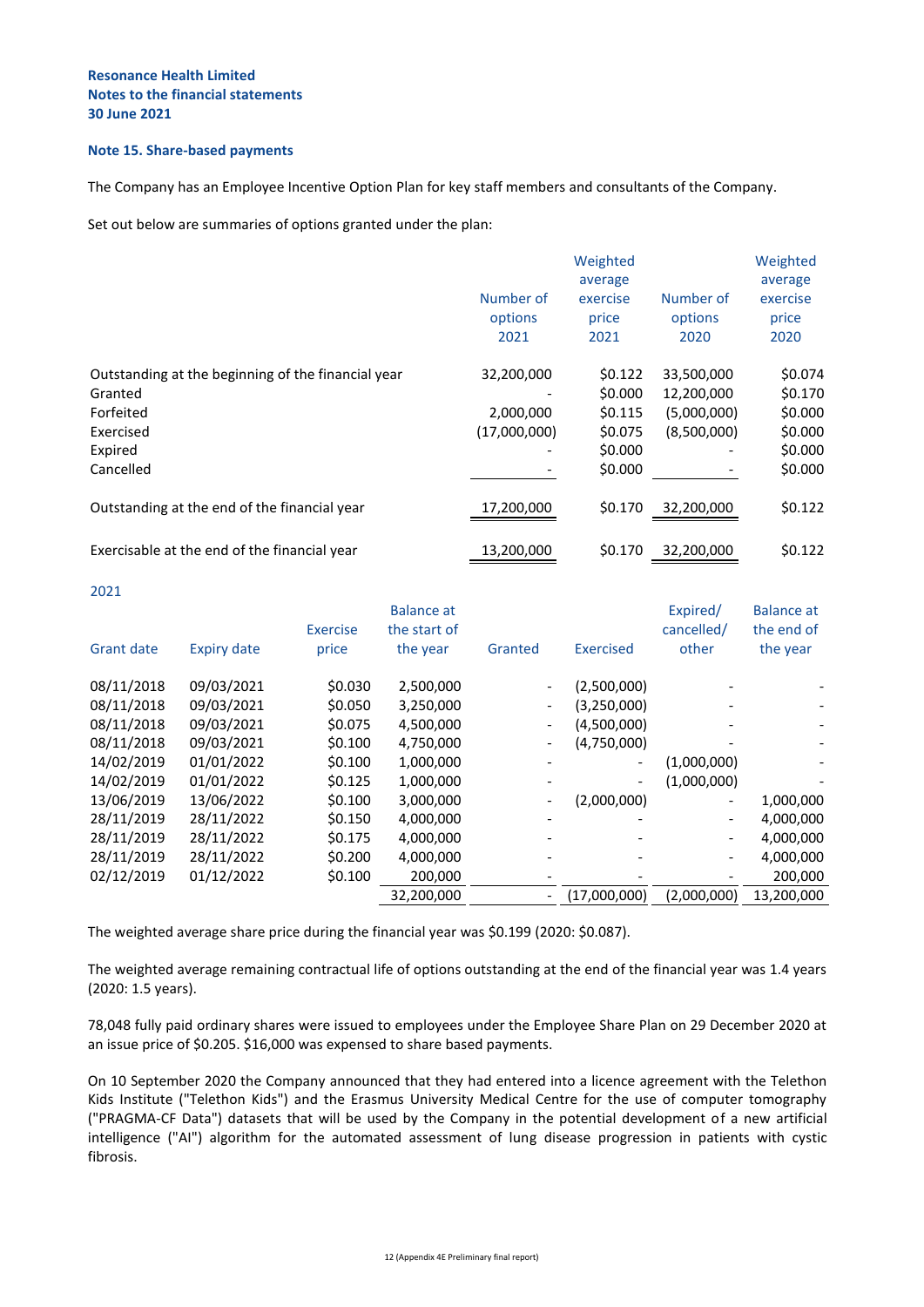**Resonance Health Limited**
**Notes to the financial statements**
**30 June 2021**

### Note 15. Share-based payments

The Company has an Employee Incentive Option Plan for key staff members and consultants of the Company.

Set out below are summaries of options granted under the plan:

| | Number of options 2021 | Weighted average exercise price 2021 | Number of options 2020 | Weighted average exercise price 2020 |
|---|---|---|---|---|
| Outstanding at the beginning of the financial year | 32,200,000 | $0.122 | 33,500,000 | $0.074 |
| Granted | - | $0.000 | 12,200,000 | $0.170 |
| Forfeited | 2,000,000 | $0.115 | (5,000,000) | $0.000 |
| Exercised | (17,000,000) | $0.075 | (8,500,000) | $0.000 |
| Expired | - | $0.000 | - | $0.000 |
| Cancelled | - | $0.000 | - | $0.000 |
| Outstanding at the end of the financial year | 17,200,000 | $0.170 | 32,200,000 | $0.122 |
| Exercisable at the end of the financial year | 13,200,000 | $0.170 | 32,200,000 | $0.122 |

2021

| Grant date | Expiry date | Exercise price | Balance at the start of the year | Granted | Exercised | Expired/ cancelled/ other | Balance at the end of the year |
|---|---|---|---|---|---|---|---|
| 08/11/2018 | 09/03/2021 | $0.030 | 2,500,000 | - | (2,500,000) | - | - |
| 08/11/2018 | 09/03/2021 | $0.050 | 3,250,000 | - | (3,250,000) | - | - |
| 08/11/2018 | 09/03/2021 | $0.075 | 4,500,000 | - | (4,500,000) | - | - |
| 08/11/2018 | 09/03/2021 | $0.100 | 4,750,000 | - | (4,750,000) | - | - |
| 14/02/2019 | 01/01/2022 | $0.100 | 1,000,000 | - | - | (1,000,000) | - |
| 14/02/2019 | 01/01/2022 | $0.125 | 1,000,000 | - | - | (1,000,000) | - |
| 13/06/2019 | 13/06/2022 | $0.100 | 3,000,000 | - | (2,000,000) | - | 1,000,000 |
| 28/11/2019 | 28/11/2022 | $0.150 | 4,000,000 | - | - | - | 4,000,000 |
| 28/11/2019 | 28/11/2022 | $0.175 | 4,000,000 | - | - | - | 4,000,000 |
| 28/11/2019 | 28/11/2022 | $0.200 | 4,000,000 | - | - | - | 4,000,000 |
| 02/12/2019 | 01/12/2022 | $0.100 | 200,000 | - | - | - | 200,000 |
| | | | 32,200,000 | - | (17,000,000) | (2,000,000) | 13,200,000 |

The weighted average share price during the financial year was $0.199 (2020: $0.087).

The weighted average remaining contractual life of options outstanding at the end of the financial year was 1.4 years (2020: 1.5 years).

78,048 fully paid ordinary shares were issued to employees under the Employee Share Plan on 29 December 2020 at an issue price of $0.205. $16,000 was expensed to share based payments.

On 10 September 2020 the Company announced that they had entered into a licence agreement with the Telethon Kids Institute ("Telethon Kids") and the Erasmus University Medical Centre for the use of computer tomography ("PRAGMA-CF Data") datasets that will be used by the Company in the potential development of a new artificial intelligence ("AI") algorithm for the automated assessment of lung disease progression in patients with cystic fibrosis.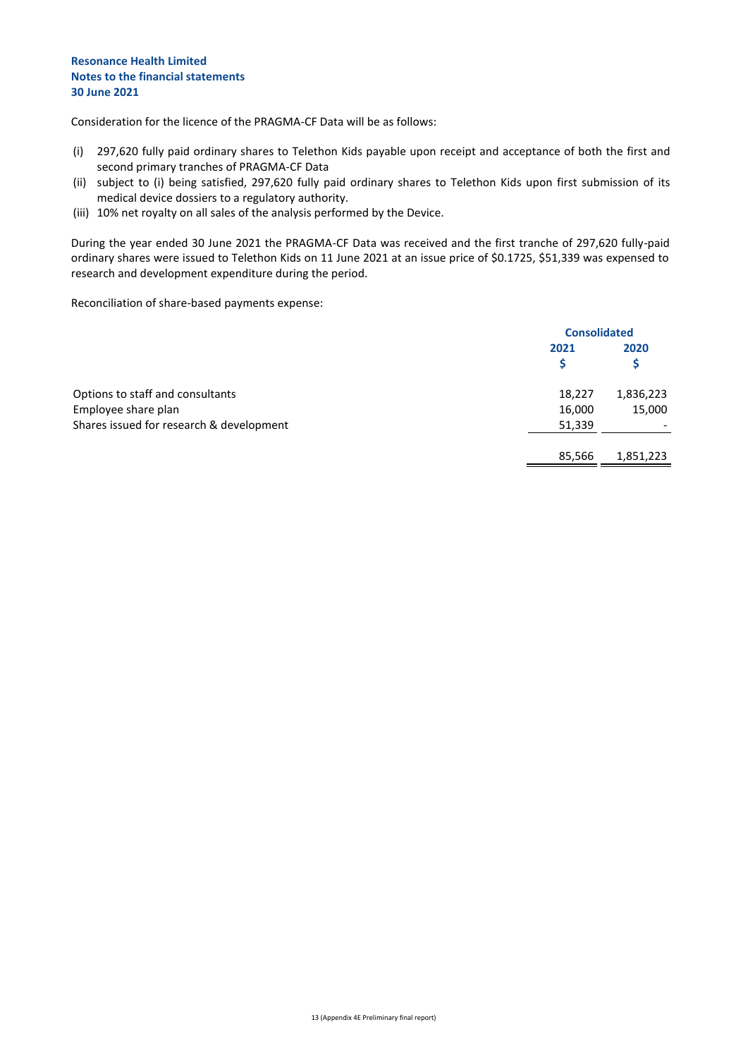Consideration for the licence of the PRAGMA-CF Data will be as follows:

(i) 297,620 fully paid ordinary shares to Telethon Kids payable upon receipt and acceptance of both the first and second primary tranches of PRAGMA-CF Data
(ii) subject to (i) being satisfied, 297,620 fully paid ordinary shares to Telethon Kids upon first submission of its medical device dossiers to a regulatory authority.
(iii) 10% net royalty on all sales of the analysis performed by the Device.

During the year ended 30 June 2021 the PRAGMA-CF Data was received and the first tranche of 297,620 fully-paid ordinary shares were issued to Telethon Kids on 11 June 2021 at an issue price of $0.1725, $51,339 was expensed to research and development expenditure during the period.

Reconciliation of share-based payments expense:

| | Consolidated | |
|---|---|---|
| | 2021<br>$ | 2020<br>$ |
| Options to staff and consultants | 18,227 | 1,836,223 |
| Employee share plan | 16,000 | 15,000 |
| Shares issued for research & development | 51,339 | - |
| | 85,566 | 1,851,223 |